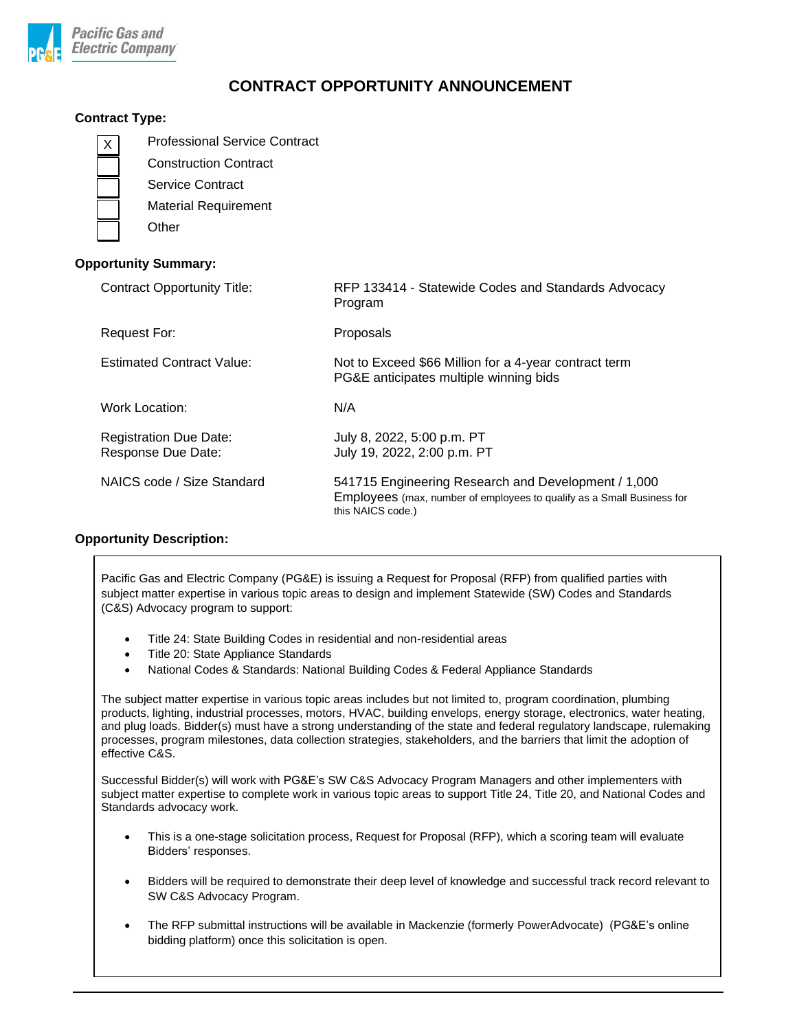Pacific Gas and Electric Company

# CONTRACT OPPORTUNITY ANNOUNCEMENT

**Contract Type:**

- [X] Professional Service Contract
- [ ] Construction Contract
- [ ] Service Contract
- [ ] Material Requirement
- [ ] Other

**Opportunity Summary:**

| | |
|---|---|
| Contract Opportunity Title: | RFP 133414 - Statewide Codes and Standards Advocacy Program |
| Request For: | Proposals |
| Estimated Contract Value: | Not to Exceed $66 Million for a 4-year contract term<br>PG&E anticipates multiple winning bids |
| Work Location: | N/A |
| Registration Due Date:<br>Response Due Date: | July 8, 2022, 5:00 p.m. PT<br>July 19, 2022, 2:00 p.m. PT |
| NAICS code / Size Standard | 541715 Engineering Research and Development / 1,000 Employees (max, number of employees to qualify as a Small Business for this NAICS code.) |

**Opportunity Description:**

Pacific Gas and Electric Company (PG&E) is issuing a Request for Proposal (RFP) from qualified parties with subject matter expertise in various topic areas to design and implement Statewide (SW) Codes and Standards (C&S) Advocacy program to support:

- Title 24: State Building Codes in residential and non-residential areas
- Title 20: State Appliance Standards
- National Codes & Standards: National Building Codes & Federal Appliance Standards

The subject matter expertise in various topic areas includes but not limited to, program coordination, plumbing products, lighting, industrial processes, motors, HVAC, building envelops, energy storage, electronics, water heating, and plug loads. Bidder(s) must have a strong understanding of the state and federal regulatory landscape, rulemaking processes, program milestones, data collection strategies, stakeholders, and the barriers that limit the adoption of effective C&S.

Successful Bidder(s) will work with PG&E's SW C&S Advocacy Program Managers and other implementers with subject matter expertise to complete work in various topic areas to support Title 24, Title 20, and National Codes and Standards advocacy work.

- This is a one-stage solicitation process, Request for Proposal (RFP), which a scoring team will evaluate Bidders' responses.
- Bidders will be required to demonstrate their deep level of knowledge and successful track record relevant to SW C&S Advocacy Program.
- The RFP submittal instructions will be available in Mackenzie (formerly PowerAdvocate) (PG&E's online bidding platform) once this solicitation is open.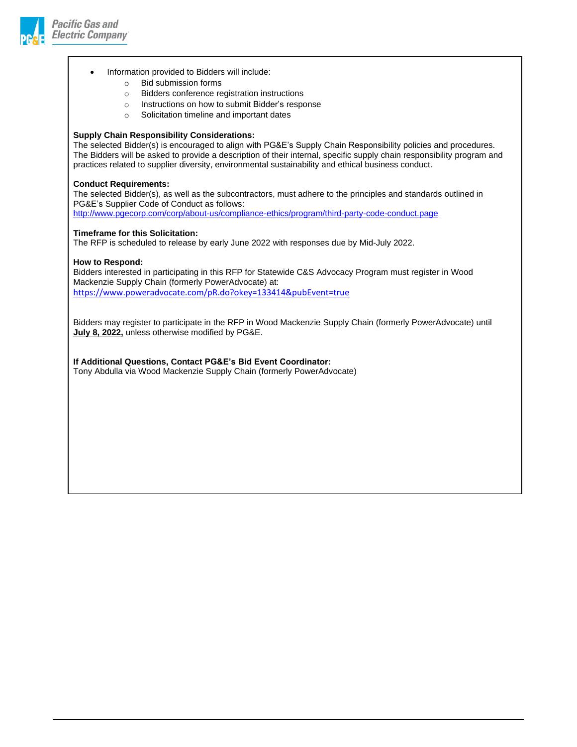- Information provided to Bidders will include:
  - Bid submission forms
  - Bidders conference registration instructions
  - Instructions on how to submit Bidder's response
  - Solicitation timeline and important dates

**Supply Chain Responsibility Considerations:**
The selected Bidder(s) is encouraged to align with PG&E's Supply Chain Responsibility policies and procedures. The Bidders will be asked to provide a description of their internal, specific supply chain responsibility program and practices related to supplier diversity, environmental sustainability and ethical business conduct.

**Conduct Requirements:**
The selected Bidder(s), as well as the subcontractors, must adhere to the principles and standards outlined in PG&E's Supplier Code of Conduct as follows:
http://www.pgecorp.com/corp/about-us/compliance-ethics/program/third-party-code-conduct.page

**Timeframe for this Solicitation:**
The RFP is scheduled to release by early June 2022 with responses due by Mid-July 2022.

**How to Respond:**
Bidders interested in participating in this RFP for Statewide C&S Advocacy Program must register in Wood Mackenzie Supply Chain (formerly PowerAdvocate) at:
https://www.poweradvocate.com/pR.do?okey=133414&pubEvent=true

Bidders may register to participate in the RFP in Wood Mackenzie Supply Chain (formerly PowerAdvocate) until **July 8, 2022,** unless otherwise modified by PG&E.

**If Additional Questions, Contact PG&E's Bid Event Coordinator:**
Tony Abdulla via Wood Mackenzie Supply Chain (formerly PowerAdvocate)